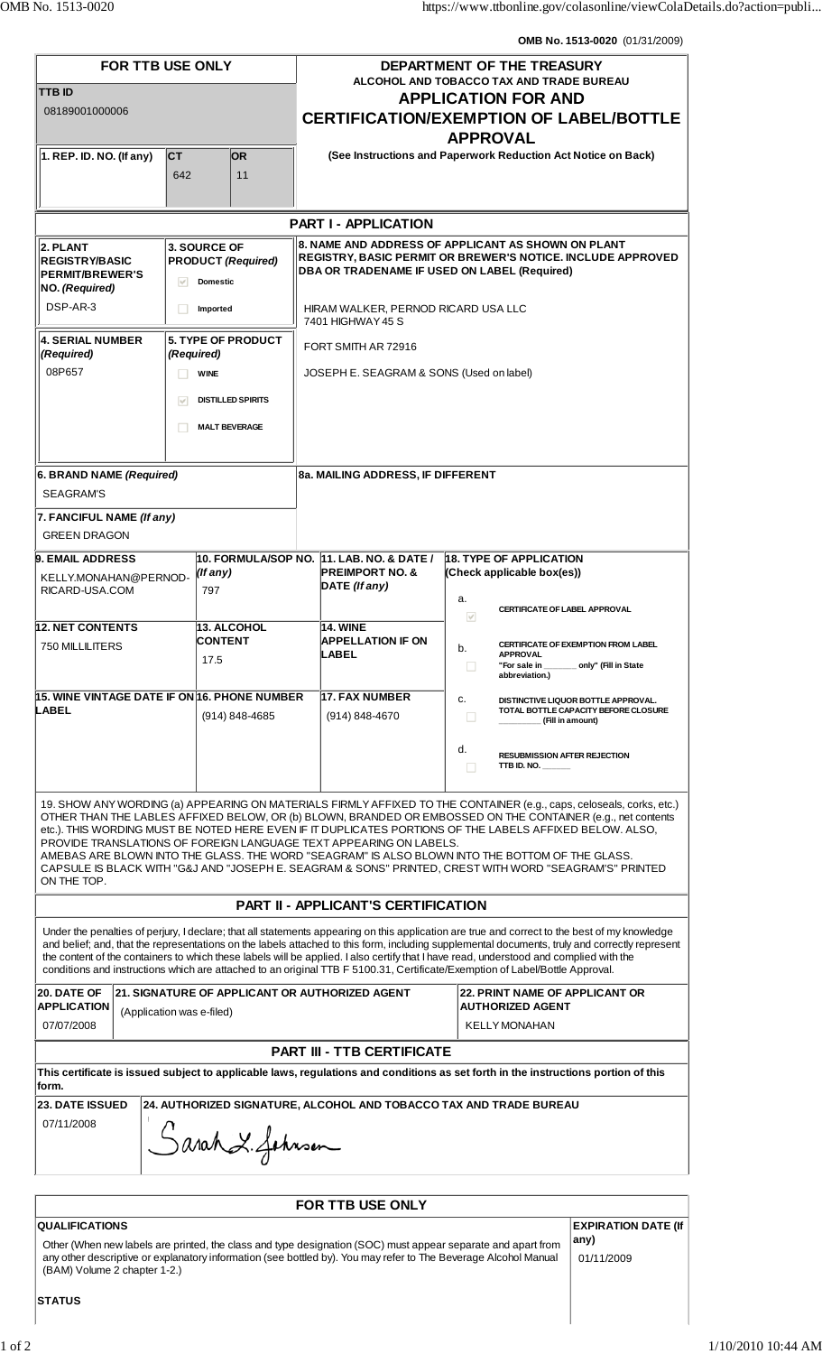OMB No. 1513-0020 (01/31/2009)

**FOR TTB USE ONLY**

**TTB ID**
08189001000006

**1. REP. ID. NO. (If any)** | **CT** 642 | **OR** 11

# DEPARTMENT OF THE TREASURY
## ALCOHOL AND TOBACCO TAX AND TRADE BUREAU
## APPLICATION FOR AND CERTIFICATION/EXEMPTION OF LABEL/BOTTLE APPROVAL

(See Instructions and Paperwork Reduction Act Notice on Back)

## PART I - APPLICATION

**2. PLANT REGISTRY/BASIC PERMIT/BREWER'S NO. (Required)**
DSP-AR-3

**3. SOURCE OF PRODUCT (Required)**
- [x] Domestic
- [ ] Imported

**4. SERIAL NUMBER (Required)**
08P657

**5. TYPE OF PRODUCT (Required)**
- [ ] WINE
- [x] DISTILLED SPIRITS
- [ ] MALT BEVERAGE

**8. NAME AND ADDRESS OF APPLICANT AS SHOWN ON PLANT REGISTRY, BASIC PERMIT OR BREWER'S NOTICE. INCLUDE APPROVED DBA OR TRADENAME IF USED ON LABEL (Required)**

HIRAM WALKER, PERNOD RICARD USA LLC
7401 HIGHWAY 45 S
FORT SMITH AR 72916

JOSEPH E. SEAGRAM & SONS (Used on label)

**6. BRAND NAME (Required)**
SEAGRAM'S

**7. FANCIFUL NAME (If any)**
GREEN DRAGON

**8a. MAILING ADDRESS, IF DIFFERENT**

| 9. EMAIL ADDRESS | 10. FORMULA/SOP NO. (If any) | 11. LAB. NO. & DATE / PREIMPORT NO. & DATE (If any) |
|---|---|---|
| KELLY.MONAHAN@PERNOD-RICARD-USA.COM | 797 | |

| 12. NET CONTENTS | 13. ALCOHOL CONTENT | 14. WINE APPELLATION IF ON LABEL |
|---|---|---|
| 750 MILLILITERS | 17.5 | |

| 15. WINE VINTAGE DATE IF ON LABEL | 16. PHONE NUMBER | 17. FAX NUMBER |
|---|---|---|
| | (914) 848-4685 | (914) 848-4670 |

**18. TYPE OF APPLICATION (Check applicable box(es))**
- a. [x] CERTIFICATE OF LABEL APPROVAL
- b. [ ] CERTIFICATE OF EXEMPTION FROM LABEL APPROVAL "For sale in _______ only" (Fill in State abbreviation.)
- c. [ ] DISTINCTIVE LIQUOR BOTTLE APPROVAL. TOTAL BOTTLE CAPACITY BEFORE CLOSURE _________ (Fill in amount)
- d. [ ] RESUBMISSION AFTER REJECTION TTB ID. NO. ______

19. SHOW ANY WORDING (a) APPEARING ON MATERIALS FIRMLY AFFIXED TO THE CONTAINER (e.g., caps, celoseals, corks, etc.) OTHER THAN THE LABLES AFFIXED BELOW, OR (b) BLOWN, BRANDED OR EMBOSSED ON THE CONTAINER (e.g., net contents etc.). THIS WORDING MUST BE NOTED HERE EVEN IF IT DUPLICATES PORTIONS OF THE LABELS AFFIXED BELOW. ALSO, PROVIDE TRANSLATIONS OF FOREIGN LANGUAGE TEXT APPEARING ON LABELS.
AMEBAS ARE BLOWN INTO THE GLASS. THE WORD "SEAGRAM" IS ALSO BLOWN INTO THE BOTTOM OF THE GLASS. CAPSULE IS BLACK WITH "G&J AND "JOSEPH E. SEAGRAM & SONS" PRINTED, CREST WITH WORD "SEAGRAM'S" PRINTED ON THE TOP.

## PART II - APPLICANT'S CERTIFICATION

Under the penalties of perjury, I declare; that all statements appearing on this application are true and correct to the best of my knowledge and belief; and, that the representations on the labels attached to this form, including supplemental documents, truly and correctly represent the content of the containers to which these labels will be applied. I also certify that I have read, understood and complied with the conditions and instructions which are attached to an original TTB F 5100.31, Certificate/Exemption of Label/Bottle Approval.

| 20. DATE OF APPLICATION | 21. SIGNATURE OF APPLICANT OR AUTHORIZED AGENT | 22. PRINT NAME OF APPLICANT OR AUTHORIZED AGENT |
|---|---|---|
| 07/07/2008 | (Application was e-filed) | KELLY MONAHAN |

## PART III - TTB CERTIFICATE

**This certificate is issued subject to applicable laws, regulations and conditions as set forth in the instructions portion of this form.**

| 23. DATE ISSUED | 24. AUTHORIZED SIGNATURE, ALCOHOL AND TOBACCO TAX AND TRADE BUREAU |
|---|---|
| 07/11/2008 | Sarah L. Johnson |

**FOR TTB USE ONLY**

| QUALIFICATIONS | EXPIRATION DATE (If any) |
|---|---|
| Other (When new labels are printed, the class and type designation (SOC) must appear separate and apart from any other descriptive or explanatory information (see bottled by). You may refer to The Beverage Alcohol Manual (BAM) Volume 2 chapter 1-2.) | 01/11/2009 |

**STATUS**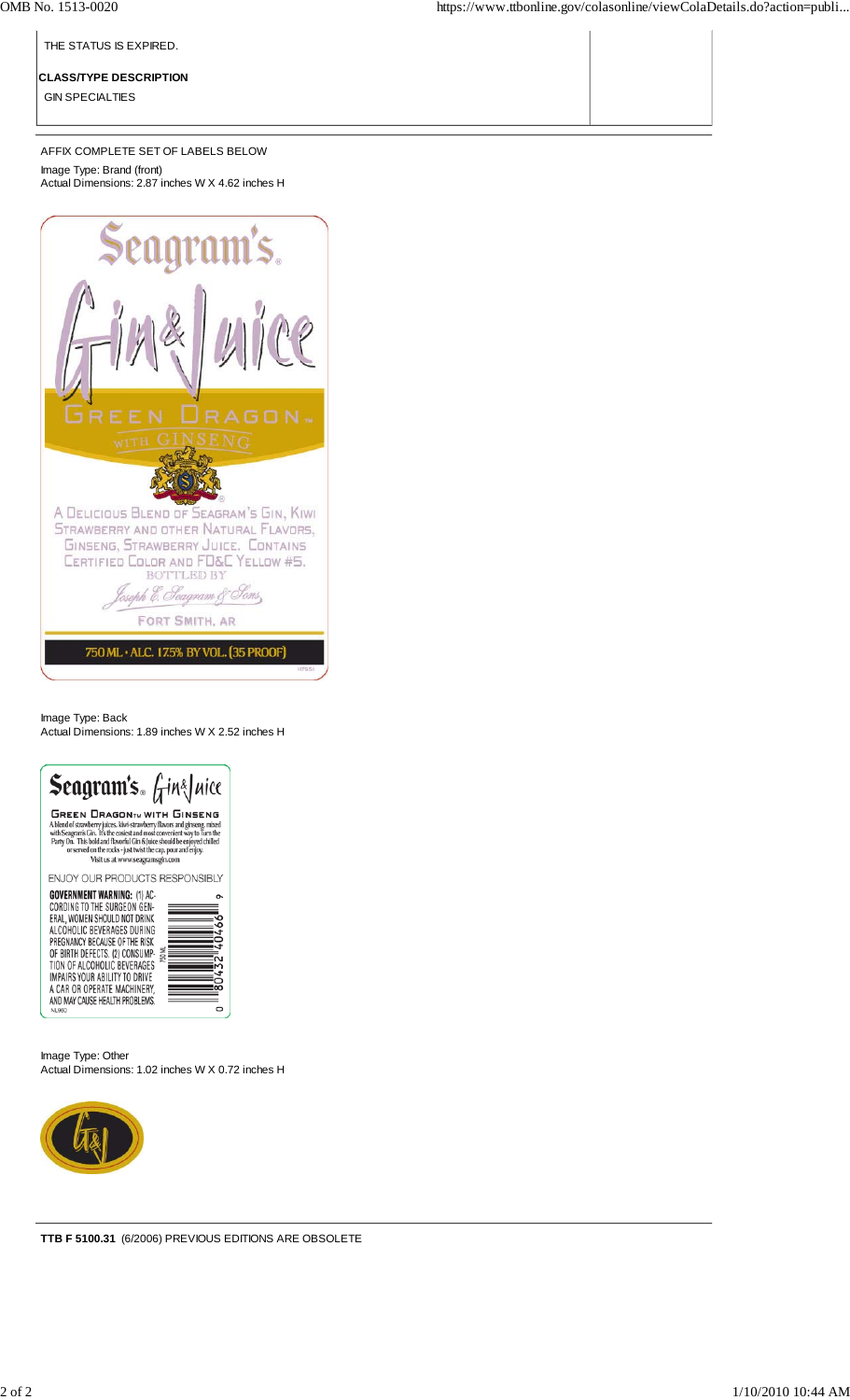THE STATUS IS EXPIRED.

**CLASS/TYPE DESCRIPTION**

GIN SPECIALTIES

AFFIX COMPLETE SET OF LABELS BELOW

Image Type: Brand (front)
Actual Dimensions: 2.87 inches W X 4.62 inches H

Seagram's®

Gin & Juice

GREEN DRAGON™

WITH GINSENG

A DELICIOUS BLEND OF SEAGRAM'S GIN, KIWI STRAWBERRY AND OTHER NATURAL FLAVORS, GINSENG, STRAWBERRY JUICE. CONTAINS CERTIFIED COLOR AND FD&C YELLOW #5.

BOTTLED BY

Joseph E. Seagram & Sons

FORT SMITH, AR

750 ML • ALC. 17.5% BY VOL. (35 PROOF)

Image Type: Back
Actual Dimensions: 1.89 inches W X 2.52 inches H

Seagram's® Gin & Juice

GREEN DRAGON™ WITH GINSENG

A blend of strawberry juices, kiwi-strawberry flavors and ginseng, mixed with Seagram's Gin. It's the easiest and most convenient way to Turn the Party On. This bold and flavorful Gin & Juice should be enjoyed chilled or served on the rocks - just twist the cap, pour and enjoy.

Visit us at www.seagramsgin.com

ENJOY OUR PRODUCTS RESPONSIBLY

**GOVERNMENT WARNING:** (1) ACCORDING TO THE SURGEON GENERAL, WOMEN SHOULD NOT DRINK ALCOHOLIC BEVERAGES DURING PREGNANCY BECAUSE OF THE RISK OF BIRTH DEFECTS. (2) CONSUMPTION OF ALCOHOLIC BEVERAGES IMPAIRS YOUR ABILITY TO DRIVE A CAR OR OPERATE MACHINERY, AND MAY CAUSE HEALTH PROBLEMS.

750 ML

0 80432 40466 9

Image Type: Other
Actual Dimensions: 1.02 inches W X 0.72 inches H

G&J

**TTB F 5100.31** (6/2006) PREVIOUS EDITIONS ARE OBSOLETE